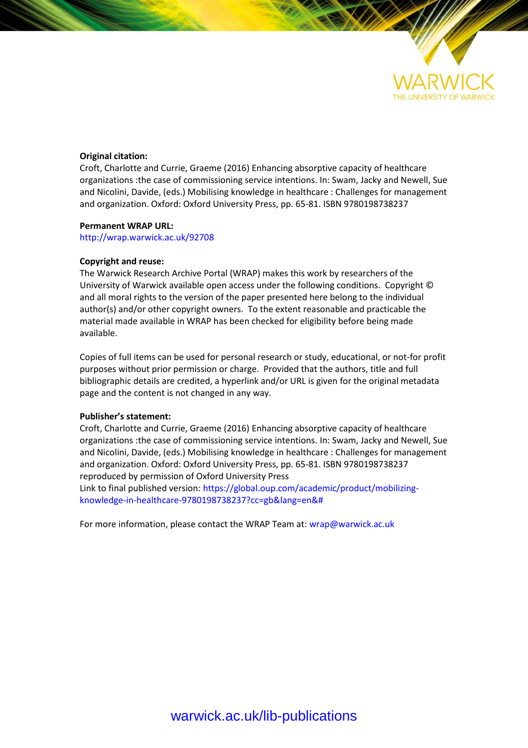**Original citation:**
Croft, Charlotte and Currie, Graeme (2016) Enhancing absorptive capacity of healthcare organizations :the case of commissioning service intentions. In: Swam, Jacky and Newell, Sue and Nicolini, Davide, (eds.) Mobilising knowledge in healthcare : Challenges for management and organization. Oxford: Oxford University Press, pp. 65-81. ISBN 9780198738237

**Permanent WRAP URL:**
http://wrap.warwick.ac.uk/92708

**Copyright and reuse:**
The Warwick Research Archive Portal (WRAP) makes this work by researchers of the University of Warwick available open access under the following conditions. Copyright © and all moral rights to the version of the paper presented here belong to the individual author(s) and/or other copyright owners. To the extent reasonable and practicable the material made available in WRAP has been checked for eligibility before being made available.

Copies of full items can be used for personal research or study, educational, or not-for profit purposes without prior permission or charge. Provided that the authors, title and full bibliographic details are credited, a hyperlink and/or URL is given for the original metadata page and the content is not changed in any way.

**Publisher's statement:**
Croft, Charlotte and Currie, Graeme (2016) Enhancing absorptive capacity of healthcare organizations :the case of commissioning service intentions. In: Swam, Jacky and Newell, Sue and Nicolini, Davide, (eds.) Mobilising knowledge in healthcare : Challenges for management and organization. Oxford: Oxford University Press, pp. 65-81. ISBN 9780198738237 reproduced by permission of Oxford University Press
Link to final published version: https://global.oup.com/academic/product/mobilizing-knowledge-in-healthcare-9780198738237?cc=gb&lang=en&#

For more information, please contact the WRAP Team at: wrap@warwick.ac.uk

warwick.ac.uk/lib-publications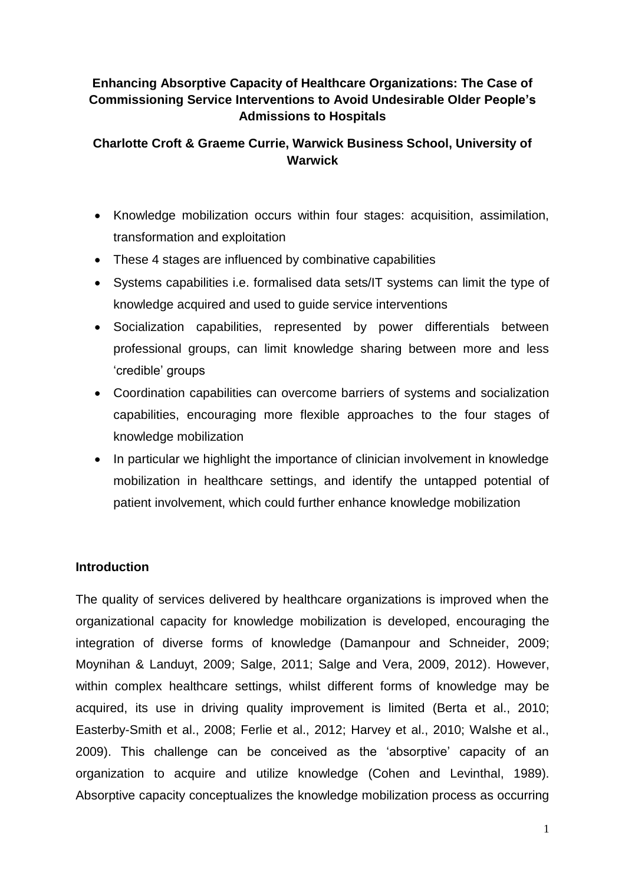**Enhancing Absorptive Capacity of Healthcare Organizations: The Case of Commissioning Service Interventions to Avoid Undesirable Older People's Admissions to Hospitals**

**Charlotte Croft & Graeme Currie, Warwick Business School, University of Warwick**

- Knowledge mobilization occurs within four stages: acquisition, assimilation, transformation and exploitation
- These 4 stages are influenced by combinative capabilities
- Systems capabilities i.e. formalised data sets/IT systems can limit the type of knowledge acquired and used to guide service interventions
- Socialization capabilities, represented by power differentials between professional groups, can limit knowledge sharing between more and less 'credible' groups
- Coordination capabilities can overcome barriers of systems and socialization capabilities, encouraging more flexible approaches to the four stages of knowledge mobilization
- In particular we highlight the importance of clinician involvement in knowledge mobilization in healthcare settings, and identify the untapped potential of patient involvement, which could further enhance knowledge mobilization

## Introduction

The quality of services delivered by healthcare organizations is improved when the organizational capacity for knowledge mobilization is developed, encouraging the integration of diverse forms of knowledge (Damanpour and Schneider, 2009; Moynihan & Landuyt, 2009; Salge, 2011; Salge and Vera, 2009, 2012). However, within complex healthcare settings, whilst different forms of knowledge may be acquired, its use in driving quality improvement is limited (Berta et al., 2010; Easterby-Smith et al., 2008; Ferlie et al., 2012; Harvey et al., 2010; Walshe et al., 2009). This challenge can be conceived as the 'absorptive' capacity of an organization to acquire and utilize knowledge (Cohen and Levinthal, 1989). Absorptive capacity conceptualizes the knowledge mobilization process as occurring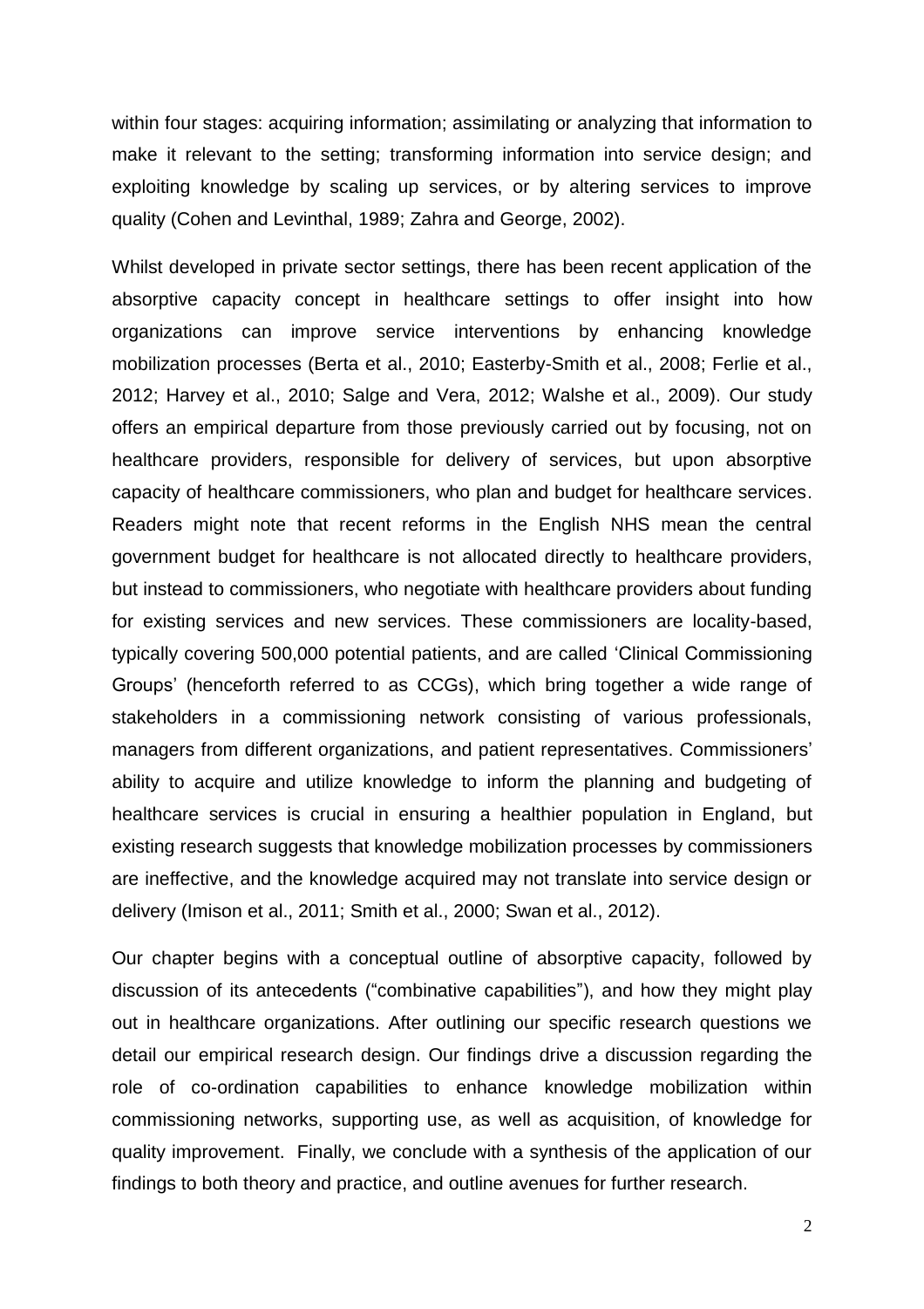within four stages: acquiring information; assimilating or analyzing that information to make it relevant to the setting; transforming information into service design; and exploiting knowledge by scaling up services, or by altering services to improve quality (Cohen and Levinthal, 1989; Zahra and George, 2002).

Whilst developed in private sector settings, there has been recent application of the absorptive capacity concept in healthcare settings to offer insight into how organizations can improve service interventions by enhancing knowledge mobilization processes (Berta et al., 2010; Easterby-Smith et al., 2008; Ferlie et al., 2012; Harvey et al., 2010; Salge and Vera, 2012; Walshe et al., 2009). Our study offers an empirical departure from those previously carried out by focusing, not on healthcare providers, responsible for delivery of services, but upon absorptive capacity of healthcare commissioners, who plan and budget for healthcare services. Readers might note that recent reforms in the English NHS mean the central government budget for healthcare is not allocated directly to healthcare providers, but instead to commissioners, who negotiate with healthcare providers about funding for existing services and new services. These commissioners are locality-based, typically covering 500,000 potential patients, and are called 'Clinical Commissioning Groups' (henceforth referred to as CCGs), which bring together a wide range of stakeholders in a commissioning network consisting of various professionals, managers from different organizations, and patient representatives. Commissioners' ability to acquire and utilize knowledge to inform the planning and budgeting of healthcare services is crucial in ensuring a healthier population in England, but existing research suggests that knowledge mobilization processes by commissioners are ineffective, and the knowledge acquired may not translate into service design or delivery (Imison et al., 2011; Smith et al., 2000; Swan et al., 2012).

Our chapter begins with a conceptual outline of absorptive capacity, followed by discussion of its antecedents ("combinative capabilities"), and how they might play out in healthcare organizations. After outlining our specific research questions we detail our empirical research design. Our findings drive a discussion regarding the role of co-ordination capabilities to enhance knowledge mobilization within commissioning networks, supporting use, as well as acquisition, of knowledge for quality improvement. Finally, we conclude with a synthesis of the application of our findings to both theory and practice, and outline avenues for further research.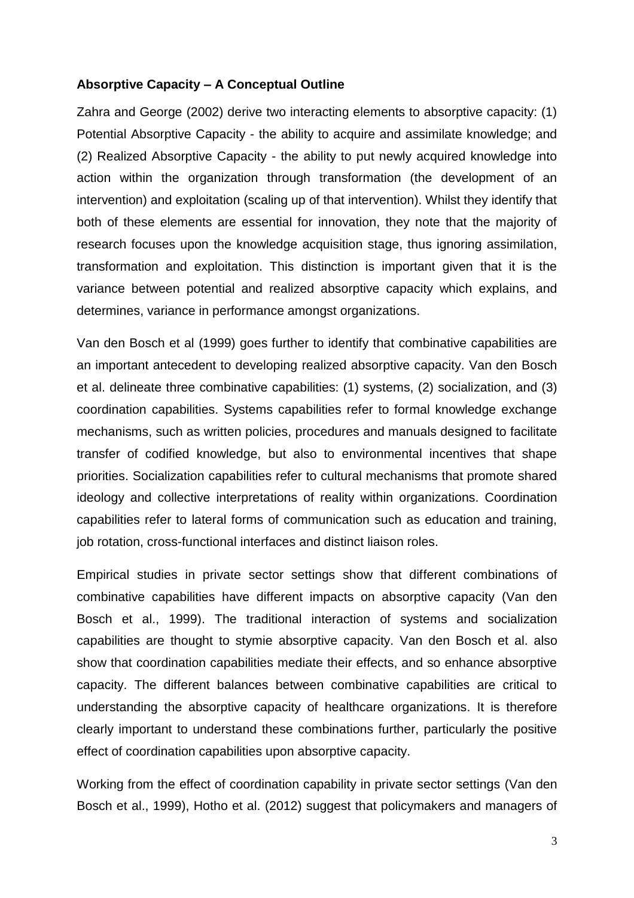**Absorptive Capacity – A Conceptual Outline**

Zahra and George (2002) derive two interacting elements to absorptive capacity: (1) Potential Absorptive Capacity - the ability to acquire and assimilate knowledge; and (2) Realized Absorptive Capacity - the ability to put newly acquired knowledge into action within the organization through transformation (the development of an intervention) and exploitation (scaling up of that intervention). Whilst they identify that both of these elements are essential for innovation, they note that the majority of research focuses upon the knowledge acquisition stage, thus ignoring assimilation, transformation and exploitation. This distinction is important given that it is the variance between potential and realized absorptive capacity which explains, and determines, variance in performance amongst organizations.

Van den Bosch et al (1999) goes further to identify that combinative capabilities are an important antecedent to developing realized absorptive capacity. Van den Bosch et al. delineate three combinative capabilities: (1) systems, (2) socialization, and (3) coordination capabilities. Systems capabilities refer to formal knowledge exchange mechanisms, such as written policies, procedures and manuals designed to facilitate transfer of codified knowledge, but also to environmental incentives that shape priorities. Socialization capabilities refer to cultural mechanisms that promote shared ideology and collective interpretations of reality within organizations. Coordination capabilities refer to lateral forms of communication such as education and training, job rotation, cross-functional interfaces and distinct liaison roles.

Empirical studies in private sector settings show that different combinations of combinative capabilities have different impacts on absorptive capacity (Van den Bosch et al., 1999). The traditional interaction of systems and socialization capabilities are thought to stymie absorptive capacity. Van den Bosch et al. also show that coordination capabilities mediate their effects, and so enhance absorptive capacity. The different balances between combinative capabilities are critical to understanding the absorptive capacity of healthcare organizations. It is therefore clearly important to understand these combinations further, particularly the positive effect of coordination capabilities upon absorptive capacity.

Working from the effect of coordination capability in private sector settings (Van den Bosch et al., 1999), Hotho et al. (2012) suggest that policymakers and managers of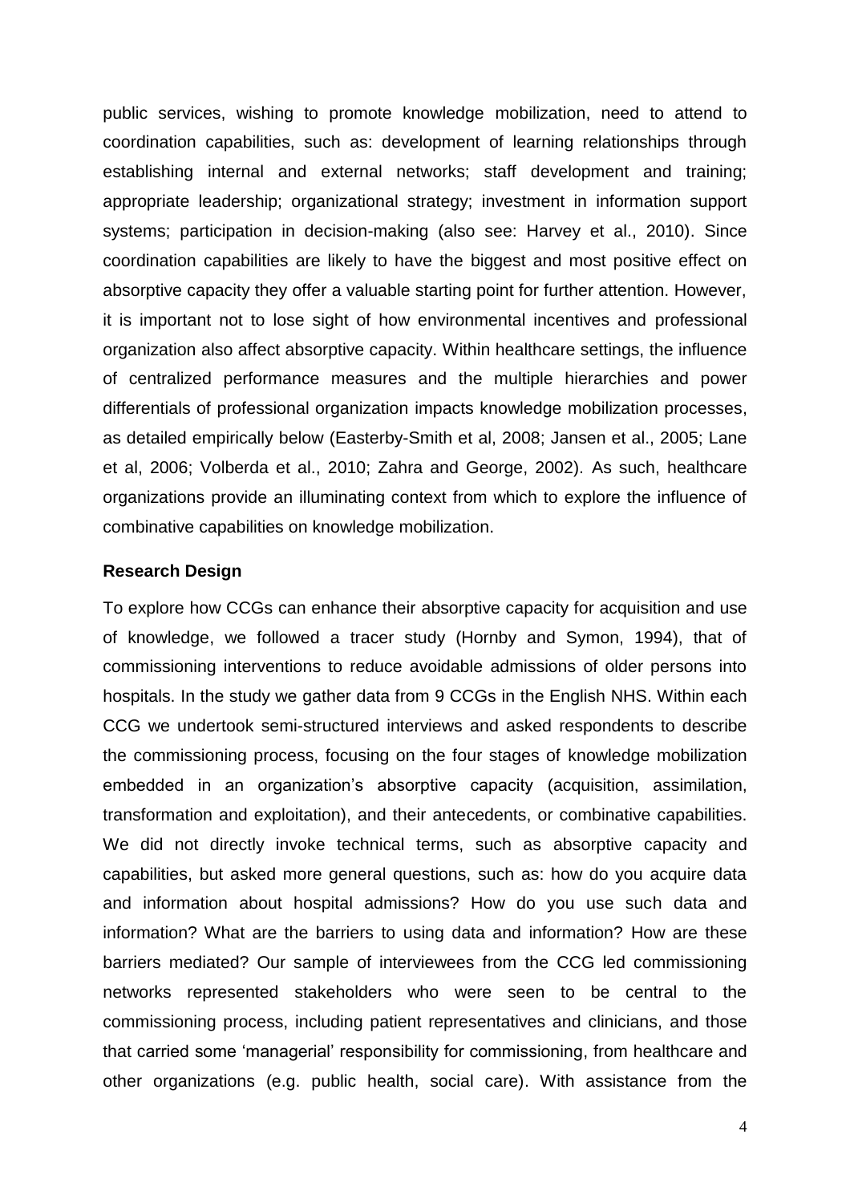public services, wishing to promote knowledge mobilization, need to attend to coordination capabilities, such as: development of learning relationships through establishing internal and external networks; staff development and training; appropriate leadership; organizational strategy; investment in information support systems; participation in decision-making (also see: Harvey et al., 2010). Since coordination capabilities are likely to have the biggest and most positive effect on absorptive capacity they offer a valuable starting point for further attention. However, it is important not to lose sight of how environmental incentives and professional organization also affect absorptive capacity. Within healthcare settings, the influence of centralized performance measures and the multiple hierarchies and power differentials of professional organization impacts knowledge mobilization processes, as detailed empirically below (Easterby-Smith et al, 2008; Jansen et al., 2005; Lane et al, 2006; Volberda et al., 2010; Zahra and George, 2002). As such, healthcare organizations provide an illuminating context from which to explore the influence of combinative capabilities on knowledge mobilization.

**Research Design**

To explore how CCGs can enhance their absorptive capacity for acquisition and use of knowledge, we followed a tracer study (Hornby and Symon, 1994), that of commissioning interventions to reduce avoidable admissions of older persons into hospitals. In the study we gather data from 9 CCGs in the English NHS. Within each CCG we undertook semi-structured interviews and asked respondents to describe the commissioning process, focusing on the four stages of knowledge mobilization embedded in an organization's absorptive capacity (acquisition, assimilation, transformation and exploitation), and their antecedents, or combinative capabilities. We did not directly invoke technical terms, such as absorptive capacity and capabilities, but asked more general questions, such as: how do you acquire data and information about hospital admissions? How do you use such data and information? What are the barriers to using data and information? How are these barriers mediated? Our sample of interviewees from the CCG led commissioning networks represented stakeholders who were seen to be central to the commissioning process, including patient representatives and clinicians, and those that carried some 'managerial' responsibility for commissioning, from healthcare and other organizations (e.g. public health, social care). With assistance from the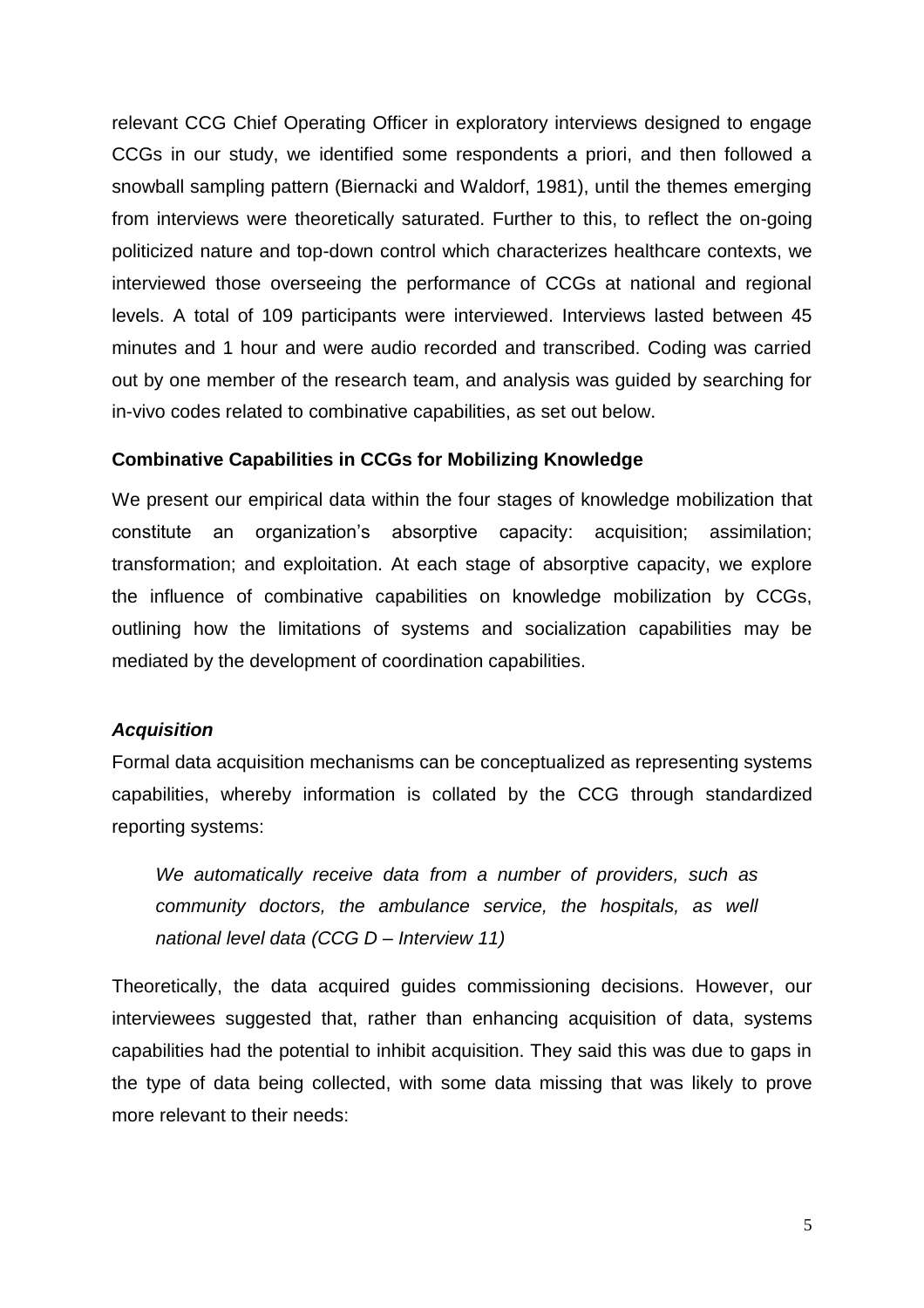relevant CCG Chief Operating Officer in exploratory interviews designed to engage CCGs in our study, we identified some respondents a priori, and then followed a snowball sampling pattern (Biernacki and Waldorf, 1981), until the themes emerging from interviews were theoretically saturated. Further to this, to reflect the on-going politicized nature and top-down control which characterizes healthcare contexts, we interviewed those overseeing the performance of CCGs at national and regional levels. A total of 109 participants were interviewed. Interviews lasted between 45 minutes and 1 hour and were audio recorded and transcribed. Coding was carried out by one member of the research team, and analysis was guided by searching for in-vivo codes related to combinative capabilities, as set out below.

**Combinative Capabilities in CCGs for Mobilizing Knowledge**

We present our empirical data within the four stages of knowledge mobilization that constitute an organization's absorptive capacity: acquisition; assimilation; transformation; and exploitation. At each stage of absorptive capacity, we explore the influence of combinative capabilities on knowledge mobilization by CCGs, outlining how the limitations of systems and socialization capabilities may be mediated by the development of coordination capabilities.

***Acquisition***

Formal data acquisition mechanisms can be conceptualized as representing systems capabilities, whereby information is collated by the CCG through standardized reporting systems:

> *We automatically receive data from a number of providers, such as community doctors, the ambulance service, the hospitals, as well national level data (CCG D – Interview 11)*

Theoretically, the data acquired guides commissioning decisions. However, our interviewees suggested that, rather than enhancing acquisition of data, systems capabilities had the potential to inhibit acquisition. They said this was due to gaps in the type of data being collected, with some data missing that was likely to prove more relevant to their needs: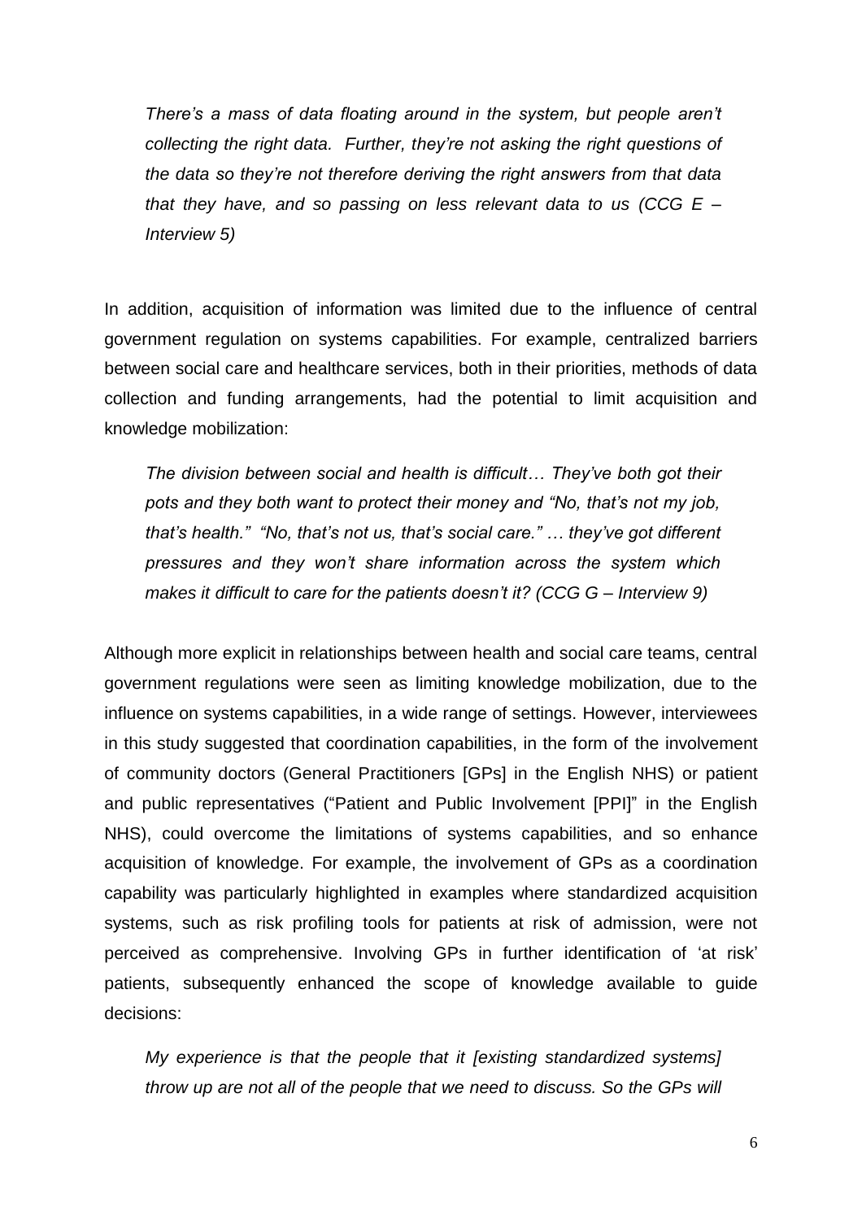> *There's a mass of data floating around in the system, but people aren't collecting the right data. Further, they're not asking the right questions of the data so they're not therefore deriving the right answers from that data that they have, and so passing on less relevant data to us (CCG E – Interview 5)*

In addition, acquisition of information was limited due to the influence of central government regulation on systems capabilities. For example, centralized barriers between social care and healthcare services, both in their priorities, methods of data collection and funding arrangements, had the potential to limit acquisition and knowledge mobilization:

> *The division between social and health is difficult… They've both got their pots and they both want to protect their money and "No, that's not my job, that's health." "No, that's not us, that's social care." … they've got different pressures and they won't share information across the system which makes it difficult to care for the patients doesn't it? (CCG G – Interview 9)*

Although more explicit in relationships between health and social care teams, central government regulations were seen as limiting knowledge mobilization, due to the influence on systems capabilities, in a wide range of settings. However, interviewees in this study suggested that coordination capabilities, in the form of the involvement of community doctors (General Practitioners [GPs] in the English NHS) or patient and public representatives ("Patient and Public Involvement [PPI]" in the English NHS), could overcome the limitations of systems capabilities, and so enhance acquisition of knowledge. For example, the involvement of GPs as a coordination capability was particularly highlighted in examples where standardized acquisition systems, such as risk profiling tools for patients at risk of admission, were not perceived as comprehensive. Involving GPs in further identification of 'at risk' patients, subsequently enhanced the scope of knowledge available to guide decisions:

> *My experience is that the people that it [existing standardized systems] throw up are not all of the people that we need to discuss. So the GPs will*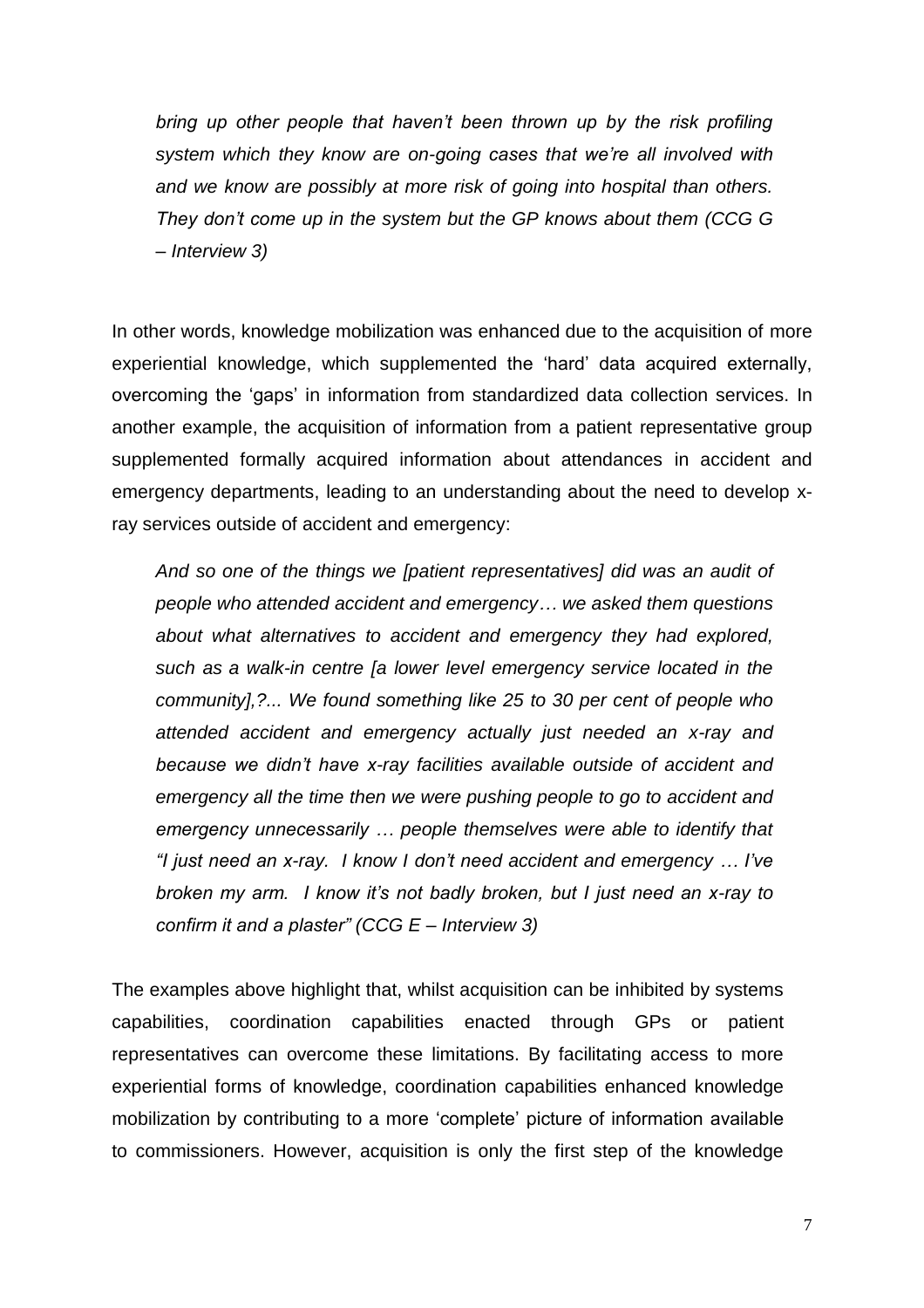*bring up other people that haven't been thrown up by the risk profiling system which they know are on-going cases that we're all involved with and we know are possibly at more risk of going into hospital than others. They don't come up in the system but the GP knows about them (CCG G – Interview 3)*

In other words, knowledge mobilization was enhanced due to the acquisition of more experiential knowledge, which supplemented the 'hard' data acquired externally, overcoming the 'gaps' in information from standardized data collection services. In another example, the acquisition of information from a patient representative group supplemented formally acquired information about attendances in accident and emergency departments, leading to an understanding about the need to develop x-ray services outside of accident and emergency:

*And so one of the things we [patient representatives] did was an audit of people who attended accident and emergency… we asked them questions about what alternatives to accident and emergency they had explored, such as a walk-in centre [a lower level emergency service located in the community],?... We found something like 25 to 30 per cent of people who attended accident and emergency actually just needed an x-ray and because we didn't have x-ray facilities available outside of accident and emergency all the time then we were pushing people to go to accident and emergency unnecessarily … people themselves were able to identify that "I just need an x-ray. I know I don't need accident and emergency … I've broken my arm. I know it's not badly broken, but I just need an x-ray to confirm it and a plaster" (CCG E – Interview 3)*

The examples above highlight that, whilst acquisition can be inhibited by systems capabilities, coordination capabilities enacted through GPs or patient representatives can overcome these limitations. By facilitating access to more experiential forms of knowledge, coordination capabilities enhanced knowledge mobilization by contributing to a more 'complete' picture of information available to commissioners. However, acquisition is only the first step of the knowledge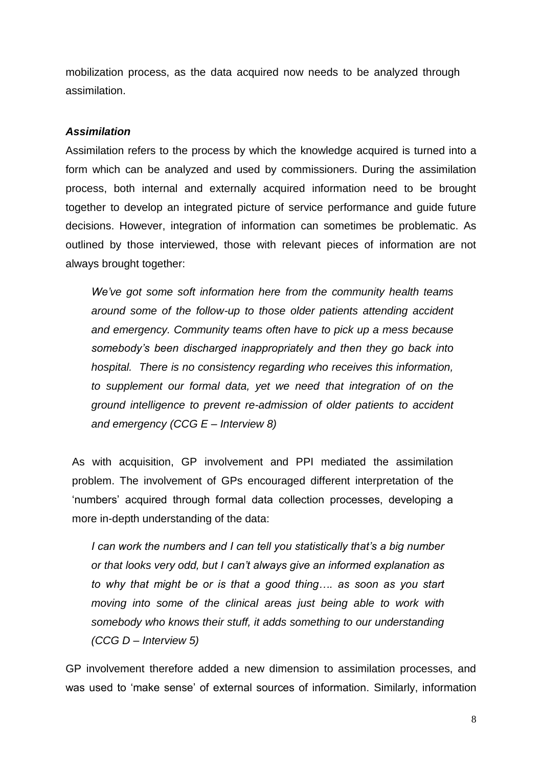mobilization process, as the data acquired now needs to be analyzed through assimilation.

### ***Assimilation***

Assimilation refers to the process by which the knowledge acquired is turned into a form which can be analyzed and used by commissioners. During the assimilation process, both internal and externally acquired information need to be brought together to develop an integrated picture of service performance and guide future decisions. However, integration of information can sometimes be problematic. As outlined by those interviewed, those with relevant pieces of information are not always brought together:

> *We've got some soft information here from the community health teams around some of the follow-up to those older patients attending accident and emergency. Community teams often have to pick up a mess because somebody's been discharged inappropriately and then they go back into hospital. There is no consistency regarding who receives this information, to supplement our formal data, yet we need that integration of on the ground intelligence to prevent re-admission of older patients to accident and emergency (CCG E – Interview 8)*

As with acquisition, GP involvement and PPI mediated the assimilation problem. The involvement of GPs encouraged different interpretation of the 'numbers' acquired through formal data collection processes, developing a more in-depth understanding of the data:

> *I can work the numbers and I can tell you statistically that's a big number or that looks very odd, but I can't always give an informed explanation as to why that might be or is that a good thing…. as soon as you start moving into some of the clinical areas just being able to work with somebody who knows their stuff, it adds something to our understanding (CCG D – Interview 5)*

GP involvement therefore added a new dimension to assimilation processes, and was used to 'make sense' of external sources of information. Similarly, information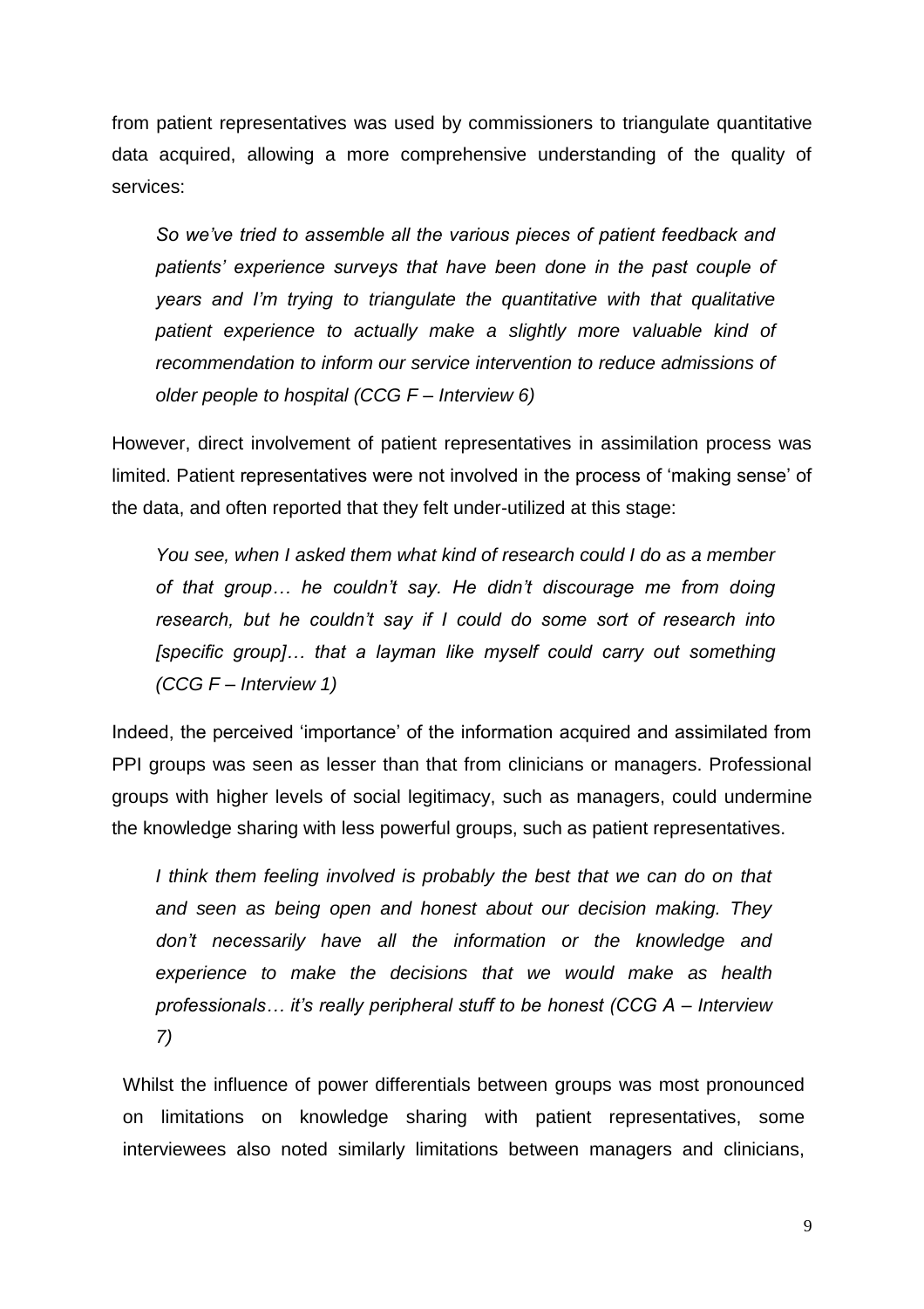from patient representatives was used by commissioners to triangulate quantitative data acquired, allowing a more comprehensive understanding of the quality of services:

> *So we've tried to assemble all the various pieces of patient feedback and patients' experience surveys that have been done in the past couple of years and I'm trying to triangulate the quantitative with that qualitative patient experience to actually make a slightly more valuable kind of recommendation to inform our service intervention to reduce admissions of older people to hospital (CCG F – Interview 6)*

However, direct involvement of patient representatives in assimilation process was limited. Patient representatives were not involved in the process of 'making sense' of the data, and often reported that they felt under-utilized at this stage:

> *You see, when I asked them what kind of research could I do as a member of that group… he couldn't say. He didn't discourage me from doing research, but he couldn't say if I could do some sort of research into [specific group]… that a layman like myself could carry out something (CCG F – Interview 1)*

Indeed, the perceived 'importance' of the information acquired and assimilated from PPI groups was seen as lesser than that from clinicians or managers. Professional groups with higher levels of social legitimacy, such as managers, could undermine the knowledge sharing with less powerful groups, such as patient representatives.

> *I think them feeling involved is probably the best that we can do on that and seen as being open and honest about our decision making. They don't necessarily have all the information or the knowledge and experience to make the decisions that we would make as health professionals… it's really peripheral stuff to be honest (CCG A – Interview 7)*

Whilst the influence of power differentials between groups was most pronounced on limitations on knowledge sharing with patient representatives, some interviewees also noted similarly limitations between managers and clinicians,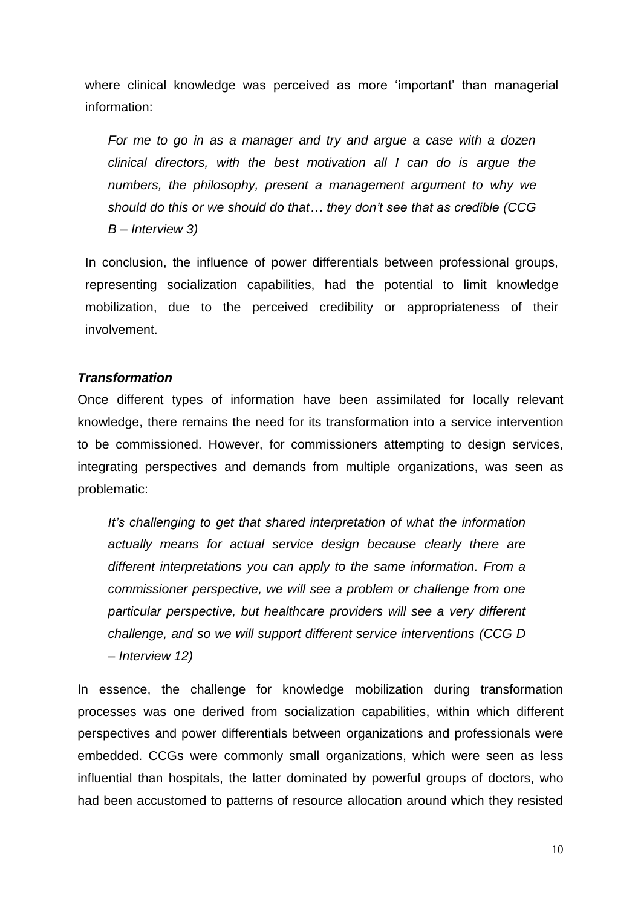where clinical knowledge was perceived as more 'important' than managerial information:

> *For me to go in as a manager and try and argue a case with a dozen clinical directors, with the best motivation all I can do is argue the numbers, the philosophy, present a management argument to why we should do this or we should do that… they don't see that as credible (CCG B – Interview 3)*

In conclusion, the influence of power differentials between professional groups, representing socialization capabilities, had the potential to limit knowledge mobilization, due to the perceived credibility or appropriateness of their involvement.

***Transformation***

Once different types of information have been assimilated for locally relevant knowledge, there remains the need for its transformation into a service intervention to be commissioned. However, for commissioners attempting to design services, integrating perspectives and demands from multiple organizations, was seen as problematic:

> *It's challenging to get that shared interpretation of what the information actually means for actual service design because clearly there are different interpretations you can apply to the same information. From a commissioner perspective, we will see a problem or challenge from one particular perspective, but healthcare providers will see a very different challenge, and so we will support different service interventions (CCG D – Interview 12)*

In essence, the challenge for knowledge mobilization during transformation processes was one derived from socialization capabilities, within which different perspectives and power differentials between organizations and professionals were embedded. CCGs were commonly small organizations, which were seen as less influential than hospitals, the latter dominated by powerful groups of doctors, who had been accustomed to patterns of resource allocation around which they resisted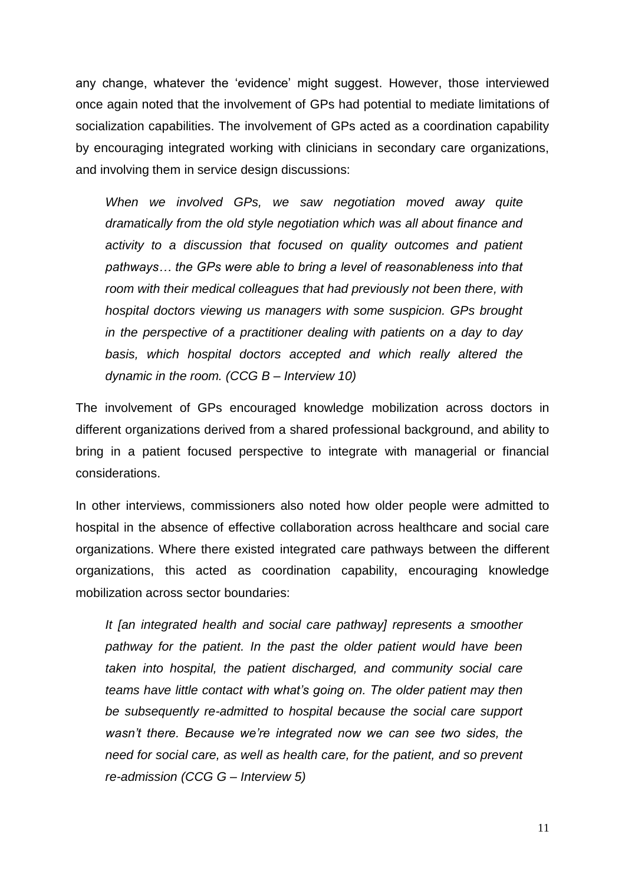any change, whatever the 'evidence' might suggest. However, those interviewed once again noted that the involvement of GPs had potential to mediate limitations of socialization capabilities. The involvement of GPs acted as a coordination capability by encouraging integrated working with clinicians in secondary care organizations, and involving them in service design discussions:

> *When we involved GPs, we saw negotiation moved away quite dramatically from the old style negotiation which was all about finance and activity to a discussion that focused on quality outcomes and patient pathways… the GPs were able to bring a level of reasonableness into that room with their medical colleagues that had previously not been there, with hospital doctors viewing us managers with some suspicion. GPs brought in the perspective of a practitioner dealing with patients on a day to day basis, which hospital doctors accepted and which really altered the dynamic in the room. (CCG B – Interview 10)*

The involvement of GPs encouraged knowledge mobilization across doctors in different organizations derived from a shared professional background, and ability to bring in a patient focused perspective to integrate with managerial or financial considerations.

In other interviews, commissioners also noted how older people were admitted to hospital in the absence of effective collaboration across healthcare and social care organizations. Where there existed integrated care pathways between the different organizations, this acted as coordination capability, encouraging knowledge mobilization across sector boundaries:

> *It [an integrated health and social care pathway] represents a smoother pathway for the patient. In the past the older patient would have been taken into hospital, the patient discharged, and community social care teams have little contact with what's going on. The older patient may then be subsequently re-admitted to hospital because the social care support wasn't there. Because we're integrated now we can see two sides, the need for social care, as well as health care, for the patient, and so prevent re-admission (CCG G – Interview 5)*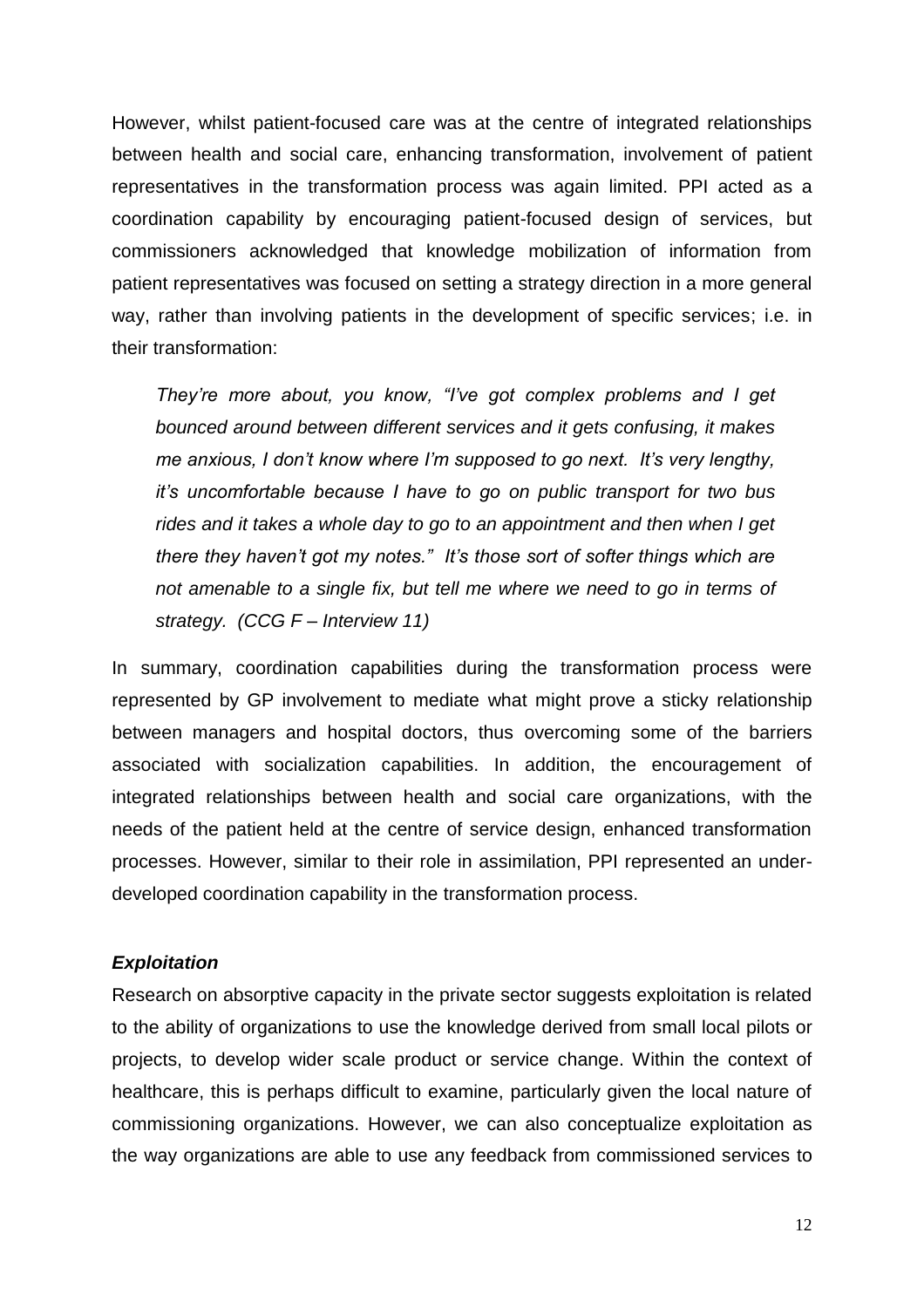However, whilst patient-focused care was at the centre of integrated relationships between health and social care, enhancing transformation, involvement of patient representatives in the transformation process was again limited. PPI acted as a coordination capability by encouraging patient-focused design of services, but commissioners acknowledged that knowledge mobilization of information from patient representatives was focused on setting a strategy direction in a more general way, rather than involving patients in the development of specific services; i.e. in their transformation:

> *They're more about, you know, "I've got complex problems and I get bounced around between different services and it gets confusing, it makes me anxious, I don't know where I'm supposed to go next. It's very lengthy, it's uncomfortable because I have to go on public transport for two bus rides and it takes a whole day to go to an appointment and then when I get there they haven't got my notes." It's those sort of softer things which are not amenable to a single fix, but tell me where we need to go in terms of strategy. (CCG F – Interview 11)*

In summary, coordination capabilities during the transformation process were represented by GP involvement to mediate what might prove a sticky relationship between managers and hospital doctors, thus overcoming some of the barriers associated with socialization capabilities. In addition, the encouragement of integrated relationships between health and social care organizations, with the needs of the patient held at the centre of service design, enhanced transformation processes. However, similar to their role in assimilation, PPI represented an under-developed coordination capability in the transformation process.

### *Exploitation*

Research on absorptive capacity in the private sector suggests exploitation is related to the ability of organizations to use the knowledge derived from small local pilots or projects, to develop wider scale product or service change. Within the context of healthcare, this is perhaps difficult to examine, particularly given the local nature of commissioning organizations. However, we can also conceptualize exploitation as the way organizations are able to use any feedback from commissioned services to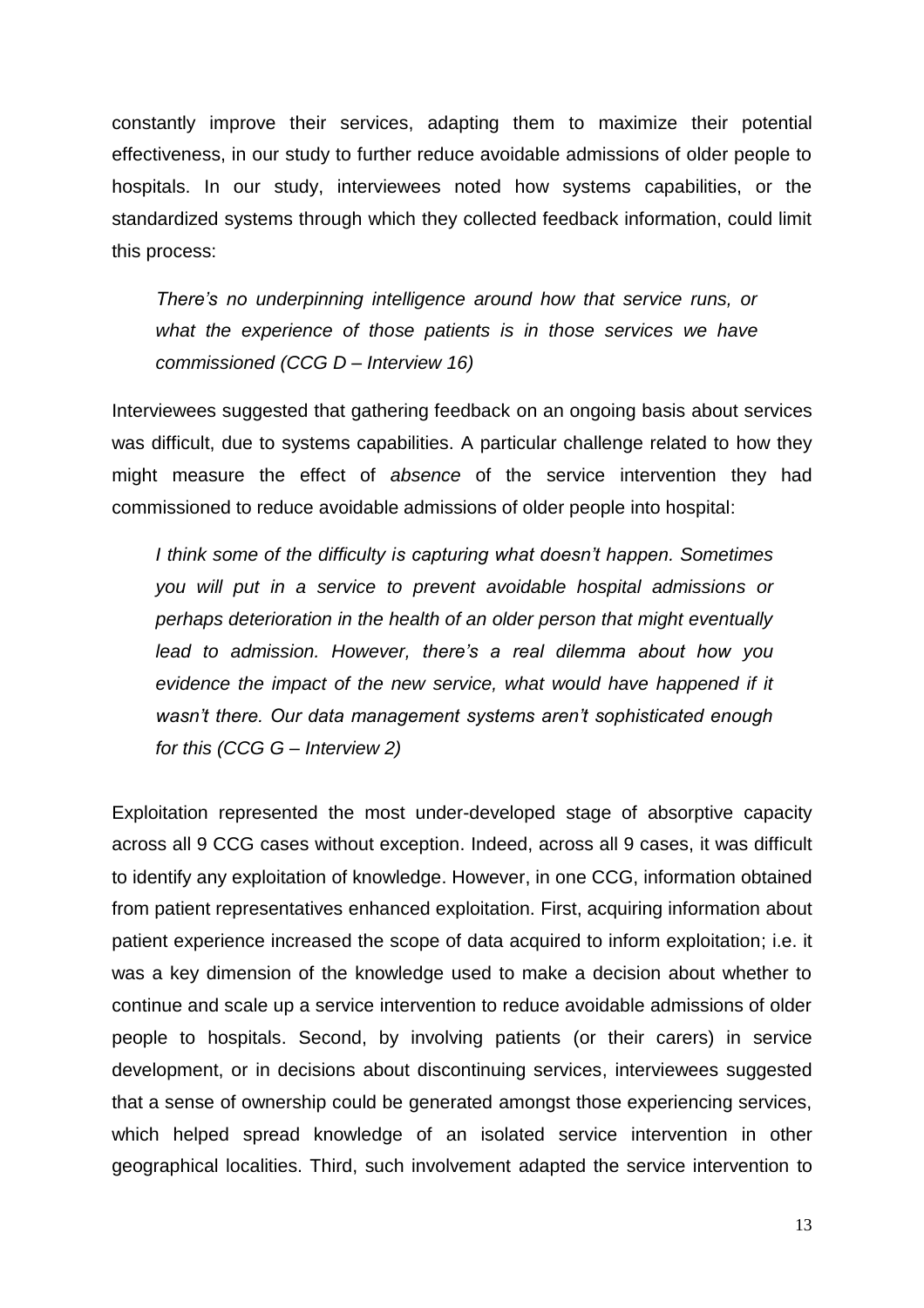constantly improve their services, adapting them to maximize their potential effectiveness, in our study to further reduce avoidable admissions of older people to hospitals. In our study, interviewees noted how systems capabilities, or the standardized systems through which they collected feedback information, could limit this process:

> *There's no underpinning intelligence around how that service runs, or what the experience of those patients is in those services we have commissioned (CCG D – Interview 16)*

Interviewees suggested that gathering feedback on an ongoing basis about services was difficult, due to systems capabilities. A particular challenge related to how they might measure the effect of *absence* of the service intervention they had commissioned to reduce avoidable admissions of older people into hospital:

> *I think some of the difficulty is capturing what doesn't happen. Sometimes you will put in a service to prevent avoidable hospital admissions or perhaps deterioration in the health of an older person that might eventually lead to admission. However, there's a real dilemma about how you evidence the impact of the new service, what would have happened if it wasn't there. Our data management systems aren't sophisticated enough for this (CCG G – Interview 2)*

Exploitation represented the most under-developed stage of absorptive capacity across all 9 CCG cases without exception. Indeed, across all 9 cases, it was difficult to identify any exploitation of knowledge. However, in one CCG, information obtained from patient representatives enhanced exploitation. First, acquiring information about patient experience increased the scope of data acquired to inform exploitation; i.e. it was a key dimension of the knowledge used to make a decision about whether to continue and scale up a service intervention to reduce avoidable admissions of older people to hospitals. Second, by involving patients (or their carers) in service development, or in decisions about discontinuing services, interviewees suggested that a sense of ownership could be generated amongst those experiencing services, which helped spread knowledge of an isolated service intervention in other geographical localities. Third, such involvement adapted the service intervention to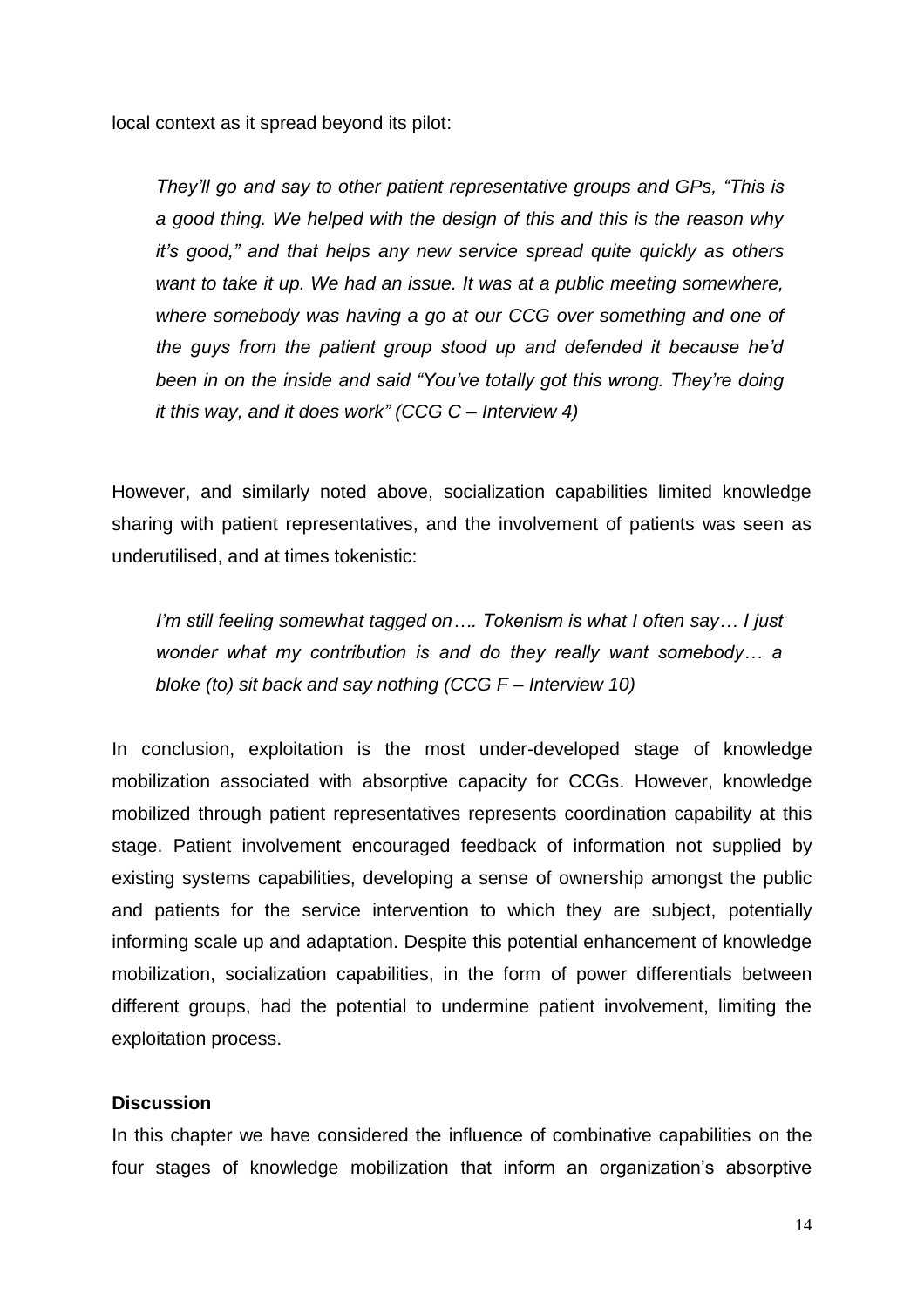local context as it spread beyond its pilot:

> *They'll go and say to other patient representative groups and GPs, "This is a good thing. We helped with the design of this and this is the reason why it's good," and that helps any new service spread quite quickly as others want to take it up. We had an issue. It was at a public meeting somewhere, where somebody was having a go at our CCG over something and one of the guys from the patient group stood up and defended it because he'd been in on the inside and said "You've totally got this wrong. They're doing it this way, and it does work" (CCG C – Interview 4)*

However, and similarly noted above, socialization capabilities limited knowledge sharing with patient representatives, and the involvement of patients was seen as underutilised, and at times tokenistic:

> *I'm still feeling somewhat tagged on…. Tokenism is what I often say… I just wonder what my contribution is and do they really want somebody… a bloke (to) sit back and say nothing (CCG F – Interview 10)*

In conclusion, exploitation is the most under-developed stage of knowledge mobilization associated with absorptive capacity for CCGs. However, knowledge mobilized through patient representatives represents coordination capability at this stage. Patient involvement encouraged feedback of information not supplied by existing systems capabilities, developing a sense of ownership amongst the public and patients for the service intervention to which they are subject, potentially informing scale up and adaptation. Despite this potential enhancement of knowledge mobilization, socialization capabilities, in the form of power differentials between different groups, had the potential to undermine patient involvement, limiting the exploitation process.

**Discussion**

In this chapter we have considered the influence of combinative capabilities on the four stages of knowledge mobilization that inform an organization's absorptive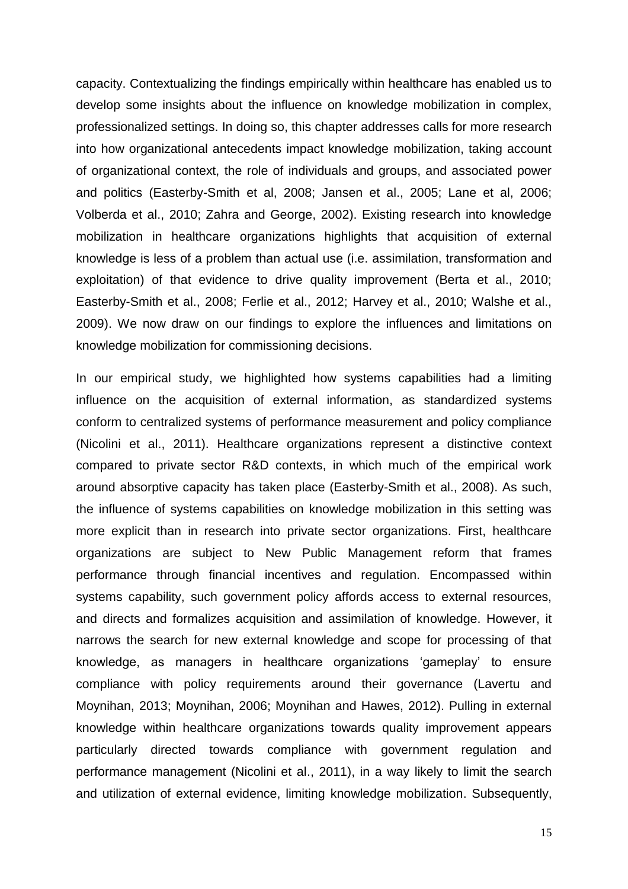capacity. Contextualizing the findings empirically within healthcare has enabled us to develop some insights about the influence on knowledge mobilization in complex, professionalized settings. In doing so, this chapter addresses calls for more research into how organizational antecedents impact knowledge mobilization, taking account of organizational context, the role of individuals and groups, and associated power and politics (Easterby-Smith et al, 2008; Jansen et al., 2005; Lane et al, 2006; Volberda et al., 2010; Zahra and George, 2002). Existing research into knowledge mobilization in healthcare organizations highlights that acquisition of external knowledge is less of a problem than actual use (i.e. assimilation, transformation and exploitation) of that evidence to drive quality improvement (Berta et al., 2010; Easterby-Smith et al., 2008; Ferlie et al., 2012; Harvey et al., 2010; Walshe et al., 2009). We now draw on our findings to explore the influences and limitations on knowledge mobilization for commissioning decisions.

In our empirical study, we highlighted how systems capabilities had a limiting influence on the acquisition of external information, as standardized systems conform to centralized systems of performance measurement and policy compliance (Nicolini et al., 2011). Healthcare organizations represent a distinctive context compared to private sector R&D contexts, in which much of the empirical work around absorptive capacity has taken place (Easterby-Smith et al., 2008). As such, the influence of systems capabilities on knowledge mobilization in this setting was more explicit than in research into private sector organizations. First, healthcare organizations are subject to New Public Management reform that frames performance through financial incentives and regulation. Encompassed within systems capability, such government policy affords access to external resources, and directs and formalizes acquisition and assimilation of knowledge. However, it narrows the search for new external knowledge and scope for processing of that knowledge, as managers in healthcare organizations 'gameplay' to ensure compliance with policy requirements around their governance (Lavertu and Moynihan, 2013; Moynihan, 2006; Moynihan and Hawes, 2012). Pulling in external knowledge within healthcare organizations towards quality improvement appears particularly directed towards compliance with government regulation and performance management (Nicolini et al., 2011), in a way likely to limit the search and utilization of external evidence, limiting knowledge mobilization. Subsequently,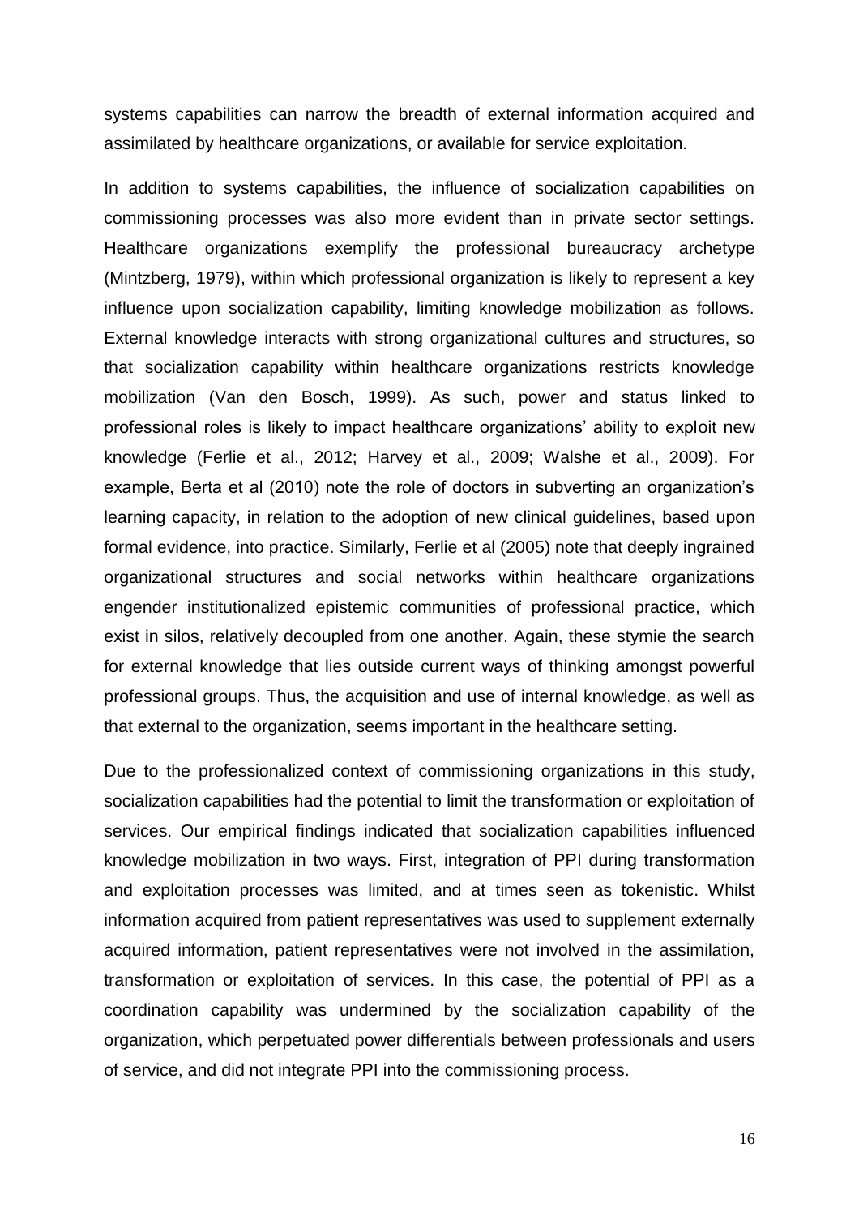systems capabilities can narrow the breadth of external information acquired and assimilated by healthcare organizations, or available for service exploitation.

In addition to systems capabilities, the influence of socialization capabilities on commissioning processes was also more evident than in private sector settings. Healthcare organizations exemplify the professional bureaucracy archetype (Mintzberg, 1979), within which professional organization is likely to represent a key influence upon socialization capability, limiting knowledge mobilization as follows. External knowledge interacts with strong organizational cultures and structures, so that socialization capability within healthcare organizations restricts knowledge mobilization (Van den Bosch, 1999). As such, power and status linked to professional roles is likely to impact healthcare organizations' ability to exploit new knowledge (Ferlie et al., 2012; Harvey et al., 2009; Walshe et al., 2009). For example, Berta et al (2010) note the role of doctors in subverting an organization's learning capacity, in relation to the adoption of new clinical guidelines, based upon formal evidence, into practice. Similarly, Ferlie et al (2005) note that deeply ingrained organizational structures and social networks within healthcare organizations engender institutionalized epistemic communities of professional practice, which exist in silos, relatively decoupled from one another. Again, these stymie the search for external knowledge that lies outside current ways of thinking amongst powerful professional groups. Thus, the acquisition and use of internal knowledge, as well as that external to the organization, seems important in the healthcare setting.

Due to the professionalized context of commissioning organizations in this study, socialization capabilities had the potential to limit the transformation or exploitation of services. Our empirical findings indicated that socialization capabilities influenced knowledge mobilization in two ways. First, integration of PPI during transformation and exploitation processes was limited, and at times seen as tokenistic. Whilst information acquired from patient representatives was used to supplement externally acquired information, patient representatives were not involved in the assimilation, transformation or exploitation of services. In this case, the potential of PPI as a coordination capability was undermined by the socialization capability of the organization, which perpetuated power differentials between professionals and users of service, and did not integrate PPI into the commissioning process.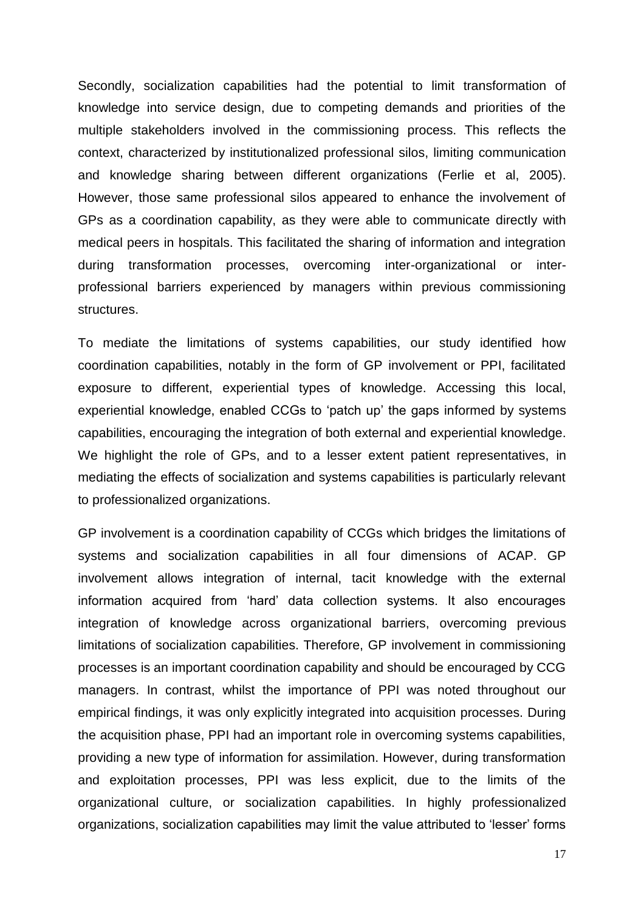Secondly, socialization capabilities had the potential to limit transformation of knowledge into service design, due to competing demands and priorities of the multiple stakeholders involved in the commissioning process. This reflects the context, characterized by institutionalized professional silos, limiting communication and knowledge sharing between different organizations (Ferlie et al, 2005). However, those same professional silos appeared to enhance the involvement of GPs as a coordination capability, as they were able to communicate directly with medical peers in hospitals. This facilitated the sharing of information and integration during transformation processes, overcoming inter-organizational or inter-professional barriers experienced by managers within previous commissioning structures.

To mediate the limitations of systems capabilities, our study identified how coordination capabilities, notably in the form of GP involvement or PPI, facilitated exposure to different, experiential types of knowledge. Accessing this local, experiential knowledge, enabled CCGs to 'patch up' the gaps informed by systems capabilities, encouraging the integration of both external and experiential knowledge. We highlight the role of GPs, and to a lesser extent patient representatives, in mediating the effects of socialization and systems capabilities is particularly relevant to professionalized organizations.

GP involvement is a coordination capability of CCGs which bridges the limitations of systems and socialization capabilities in all four dimensions of ACAP. GP involvement allows integration of internal, tacit knowledge with the external information acquired from 'hard' data collection systems. It also encourages integration of knowledge across organizational barriers, overcoming previous limitations of socialization capabilities. Therefore, GP involvement in commissioning processes is an important coordination capability and should be encouraged by CCG managers. In contrast, whilst the importance of PPI was noted throughout our empirical findings, it was only explicitly integrated into acquisition processes. During the acquisition phase, PPI had an important role in overcoming systems capabilities, providing a new type of information for assimilation. However, during transformation and exploitation processes, PPI was less explicit, due to the limits of the organizational culture, or socialization capabilities. In highly professionalized organizations, socialization capabilities may limit the value attributed to 'lesser' forms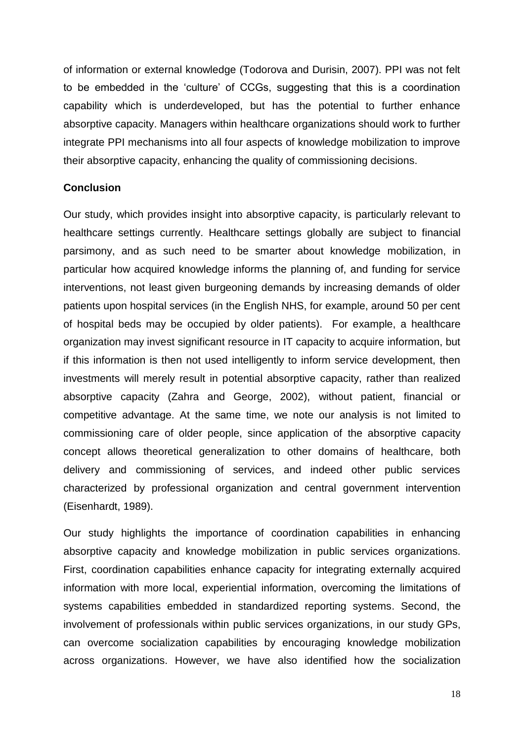of information or external knowledge (Todorova and Durisin, 2007). PPI was not felt to be embedded in the 'culture' of CCGs, suggesting that this is a coordination capability which is underdeveloped, but has the potential to further enhance absorptive capacity. Managers within healthcare organizations should work to further integrate PPI mechanisms into all four aspects of knowledge mobilization to improve their absorptive capacity, enhancing the quality of commissioning decisions.

**Conclusion**

Our study, which provides insight into absorptive capacity, is particularly relevant to healthcare settings currently. Healthcare settings globally are subject to financial parsimony, and as such need to be smarter about knowledge mobilization, in particular how acquired knowledge informs the planning of, and funding for service interventions, not least given burgeoning demands by increasing demands of older patients upon hospital services (in the English NHS, for example, around 50 per cent of hospital beds may be occupied by older patients). For example, a healthcare organization may invest significant resource in IT capacity to acquire information, but if this information is then not used intelligently to inform service development, then investments will merely result in potential absorptive capacity, rather than realized absorptive capacity (Zahra and George, 2002), without patient, financial or competitive advantage. At the same time, we note our analysis is not limited to commissioning care of older people, since application of the absorptive capacity concept allows theoretical generalization to other domains of healthcare, both delivery and commissioning of services, and indeed other public services characterized by professional organization and central government intervention (Eisenhardt, 1989).

Our study highlights the importance of coordination capabilities in enhancing absorptive capacity and knowledge mobilization in public services organizations. First, coordination capabilities enhance capacity for integrating externally acquired information with more local, experiential information, overcoming the limitations of systems capabilities embedded in standardized reporting systems. Second, the involvement of professionals within public services organizations, in our study GPs, can overcome socialization capabilities by encouraging knowledge mobilization across organizations. However, we have also identified how the socialization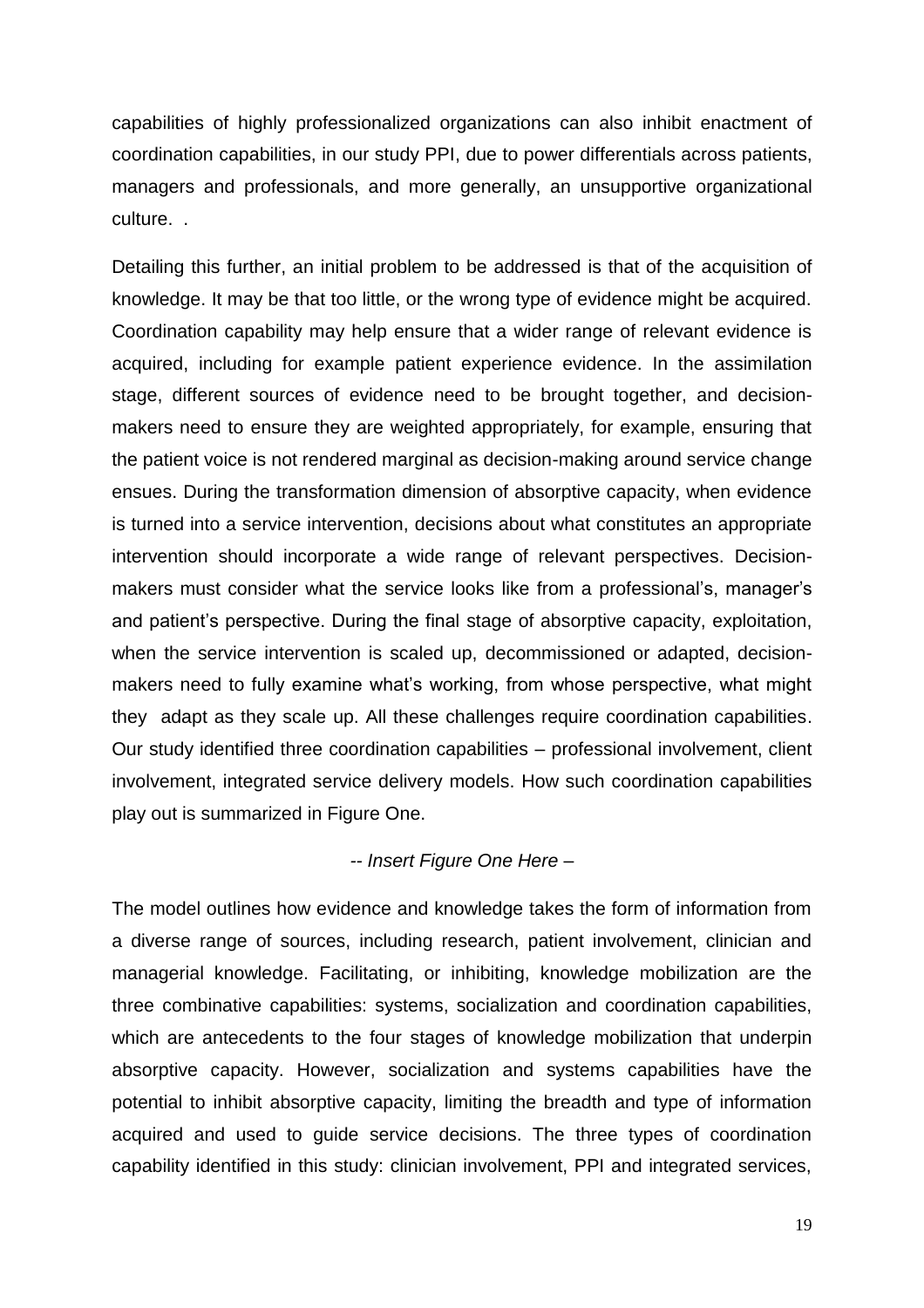capabilities of highly professionalized organizations can also inhibit enactment of coordination capabilities, in our study PPI, due to power differentials across patients, managers and professionals, and more generally, an unsupportive organizational culture. .

Detailing this further, an initial problem to be addressed is that of the acquisition of knowledge. It may be that too little, or the wrong type of evidence might be acquired. Coordination capability may help ensure that a wider range of relevant evidence is acquired, including for example patient experience evidence. In the assimilation stage, different sources of evidence need to be brought together, and decision-makers need to ensure they are weighted appropriately, for example, ensuring that the patient voice is not rendered marginal as decision-making around service change ensues. During the transformation dimension of absorptive capacity, when evidence is turned into a service intervention, decisions about what constitutes an appropriate intervention should incorporate a wide range of relevant perspectives. Decision-makers must consider what the service looks like from a professional's, manager's and patient's perspective. During the final stage of absorptive capacity, exploitation, when the service intervention is scaled up, decommissioned or adapted, decision-makers need to fully examine what's working, from whose perspective, what might they adapt as they scale up. All these challenges require coordination capabilities. Our study identified three coordination capabilities – professional involvement, client involvement, integrated service delivery models. How such coordination capabilities play out is summarized in Figure One.

*-- Insert Figure One Here –*

The model outlines how evidence and knowledge takes the form of information from a diverse range of sources, including research, patient involvement, clinician and managerial knowledge. Facilitating, or inhibiting, knowledge mobilization are the three combinative capabilities: systems, socialization and coordination capabilities, which are antecedents to the four stages of knowledge mobilization that underpin absorptive capacity. However, socialization and systems capabilities have the potential to inhibit absorptive capacity, limiting the breadth and type of information acquired and used to guide service decisions. The three types of coordination capability identified in this study: clinician involvement, PPI and integrated services,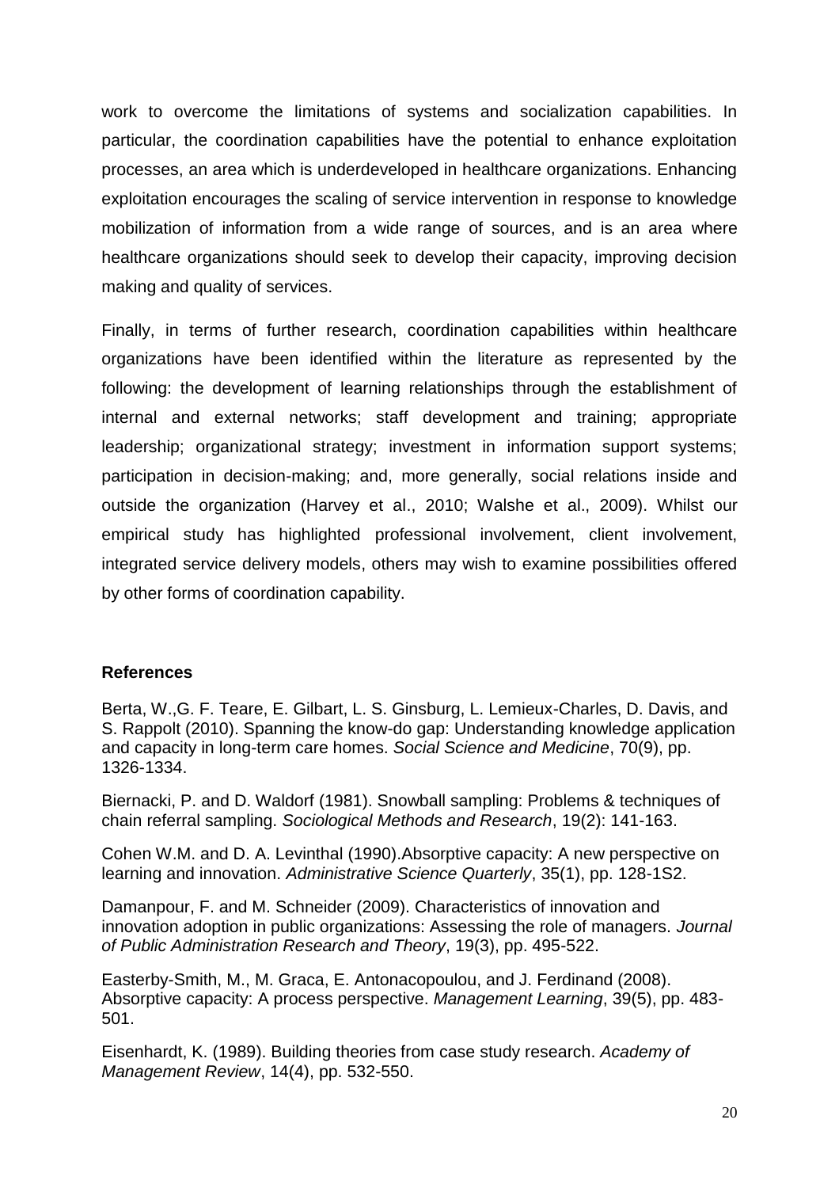work to overcome the limitations of systems and socialization capabilities. In particular, the coordination capabilities have the potential to enhance exploitation processes, an area which is underdeveloped in healthcare organizations. Enhancing exploitation encourages the scaling of service intervention in response to knowledge mobilization of information from a wide range of sources, and is an area where healthcare organizations should seek to develop their capacity, improving decision making and quality of services.

Finally, in terms of further research, coordination capabilities within healthcare organizations have been identified within the literature as represented by the following: the development of learning relationships through the establishment of internal and external networks; staff development and training; appropriate leadership; organizational strategy; investment in information support systems; participation in decision-making; and, more generally, social relations inside and outside the organization (Harvey et al., 2010; Walshe et al., 2009). Whilst our empirical study has highlighted professional involvement, client involvement, integrated service delivery models, others may wish to examine possibilities offered by other forms of coordination capability.

## References

Berta, W.,G. F. Teare, E. Gilbart, L. S. Ginsburg, L. Lemieux-Charles, D. Davis, and S. Rappolt (2010). Spanning the know-do gap: Understanding knowledge application and capacity in long-term care homes. *Social Science and Medicine*, 70(9), pp. 1326-1334.

Biernacki, P. and D. Waldorf (1981). Snowball sampling: Problems & techniques of chain referral sampling. *Sociological Methods and Research*, 19(2): 141-163.

Cohen W.M. and D. A. Levinthal (1990).Absorptive capacity: A new perspective on learning and innovation. *Administrative Science Quarterly*, 35(1), pp. 128-1S2.

Damanpour, F. and M. Schneider (2009). Characteristics of innovation and innovation adoption in public organizations: Assessing the role of managers. *Journal of Public Administration Research and Theory*, 19(3), pp. 495-522.

Easterby-Smith, M., M. Graca, E. Antonacopoulou, and J. Ferdinand (2008). Absorptive capacity: A process perspective. *Management Learning*, 39(5), pp. 483-501.

Eisenhardt, K. (1989). Building theories from case study research. *Academy of Management Review*, 14(4), pp. 532-550.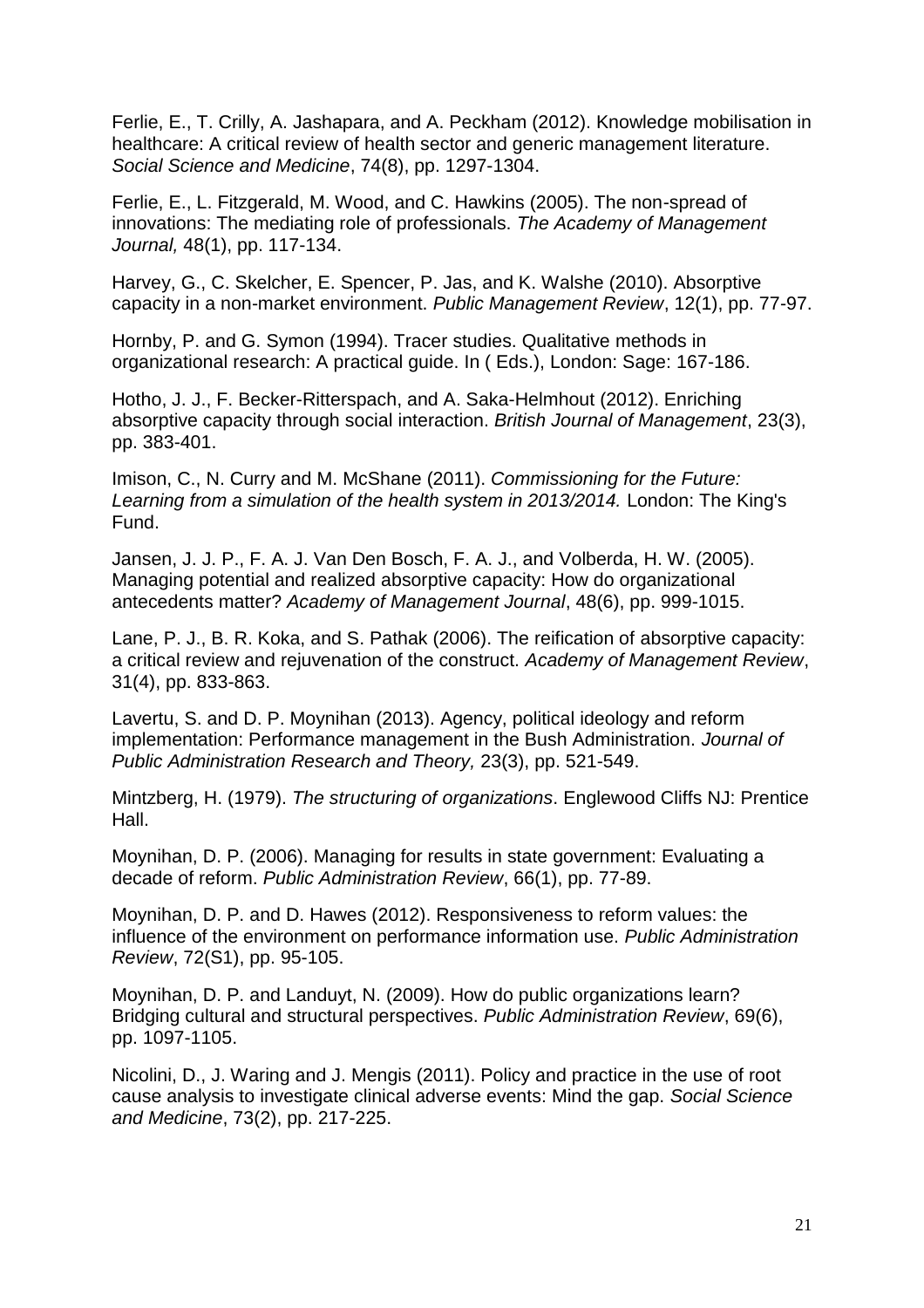Ferlie, E., T. Crilly, A. Jashapara, and A. Peckham (2012). Knowledge mobilisation in healthcare: A critical review of health sector and generic management literature. *Social Science and Medicine*, 74(8), pp. 1297-1304.

Ferlie, E., L. Fitzgerald, M. Wood, and C. Hawkins (2005). The non-spread of innovations: The mediating role of professionals. *The Academy of Management Journal,* 48(1), pp. 117-134.

Harvey, G., C. Skelcher, E. Spencer, P. Jas, and K. Walshe (2010). Absorptive capacity in a non-market environment. *Public Management Review*, 12(1), pp. 77-97.

Hornby, P. and G. Symon (1994). Tracer studies. Qualitative methods in organizational research: A practical guide. In ( Eds.), London: Sage: 167-186.

Hotho, J. J., F. Becker-Ritterspach, and A. Saka-Helmhout (2012). Enriching absorptive capacity through social interaction. *British Journal of Management*, 23(3), pp. 383-401.

Imison, C., N. Curry and M. McShane (2011). *Commissioning for the Future: Learning from a simulation of the health system in 2013/2014.* London: The King's Fund.

Jansen, J. J. P., F. A. J. Van Den Bosch, F. A. J., and Volberda, H. W. (2005). Managing potential and realized absorptive capacity: How do organizational antecedents matter? *Academy of Management Journal*, 48(6), pp. 999-1015.

Lane, P. J., B. R. Koka, and S. Pathak (2006). The reification of absorptive capacity: a critical review and rejuvenation of the construct. *Academy of Management Review*, 31(4), pp. 833-863.

Lavertu, S. and D. P. Moynihan (2013). Agency, political ideology and reform implementation: Performance management in the Bush Administration. *Journal of Public Administration Research and Theory,* 23(3), pp. 521-549.

Mintzberg, H. (1979). *The structuring of organizations*. Englewood Cliffs NJ: Prentice Hall.

Moynihan, D. P. (2006). Managing for results in state government: Evaluating a decade of reform. *Public Administration Review*, 66(1), pp. 77-89.

Moynihan, D. P. and D. Hawes (2012). Responsiveness to reform values: the influence of the environment on performance information use. *Public Administration Review*, 72(S1), pp. 95-105.

Moynihan, D. P. and Landuyt, N. (2009). How do public organizations learn? Bridging cultural and structural perspectives. *Public Administration Review*, 69(6), pp. 1097-1105.

Nicolini, D., J. Waring and J. Mengis (2011). Policy and practice in the use of root cause analysis to investigate clinical adverse events: Mind the gap. *Social Science and Medicine*, 73(2), pp. 217-225.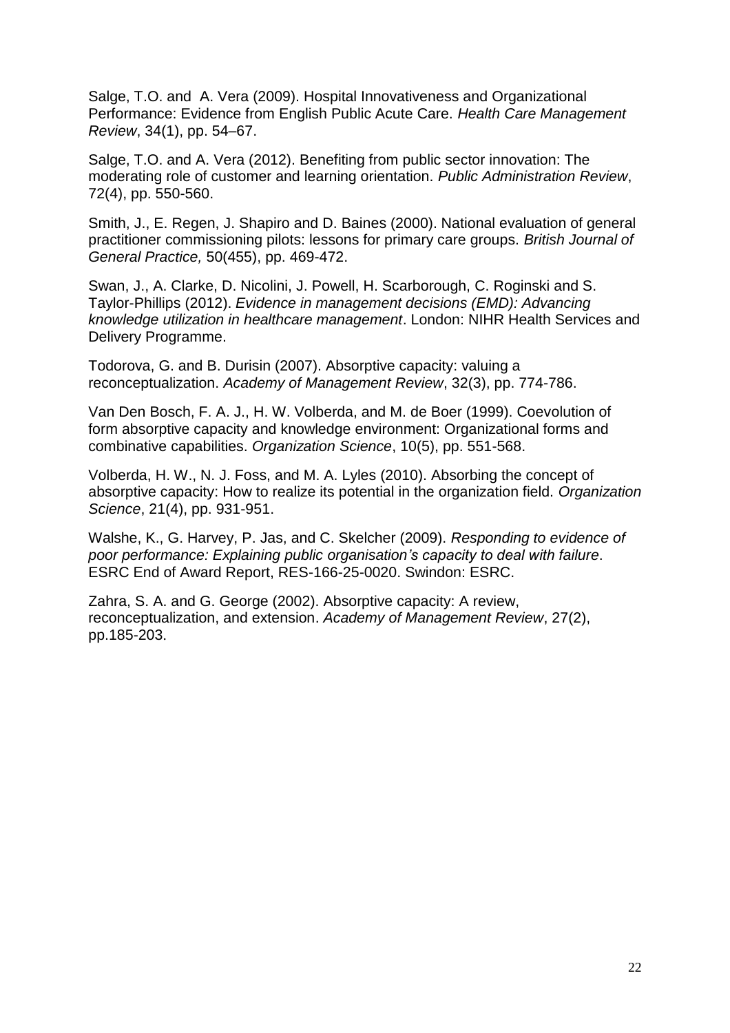Salge, T.O. and A. Vera (2009). Hospital Innovativeness and Organizational Performance: Evidence from English Public Acute Care. *Health Care Management Review*, 34(1), pp. 54–67.

Salge, T.O. and A. Vera (2012). Benefiting from public sector innovation: The moderating role of customer and learning orientation. *Public Administration Review*, 72(4), pp. 550-560.

Smith, J., E. Regen, J. Shapiro and D. Baines (2000). National evaluation of general practitioner commissioning pilots: lessons for primary care groups. *British Journal of General Practice,* 50(455), pp. 469-472.

Swan, J., A. Clarke, D. Nicolini, J. Powell, H. Scarborough, C. Roginski and S. Taylor-Phillips (2012). *Evidence in management decisions (EMD): Advancing knowledge utilization in healthcare management*. London: NIHR Health Services and Delivery Programme.

Todorova, G. and B. Durisin (2007). Absorptive capacity: valuing a reconceptualization. *Academy of Management Review*, 32(3), pp. 774-786.

Van Den Bosch, F. A. J., H. W. Volberda, and M. de Boer (1999). Coevolution of form absorptive capacity and knowledge environment: Organizational forms and combinative capabilities. *Organization Science*, 10(5), pp. 551-568.

Volberda, H. W., N. J. Foss, and M. A. Lyles (2010). Absorbing the concept of absorptive capacity: How to realize its potential in the organization field. *Organization Science*, 21(4), pp. 931-951.

Walshe, K., G. Harvey, P. Jas, and C. Skelcher (2009). *Responding to evidence of poor performance: Explaining public organisation's capacity to deal with failure*. ESRC End of Award Report, RES-166-25-0020. Swindon: ESRC.

Zahra, S. A. and G. George (2002). Absorptive capacity: A review, reconceptualization, and extension. *Academy of Management Review*, 27(2), pp.185-203.